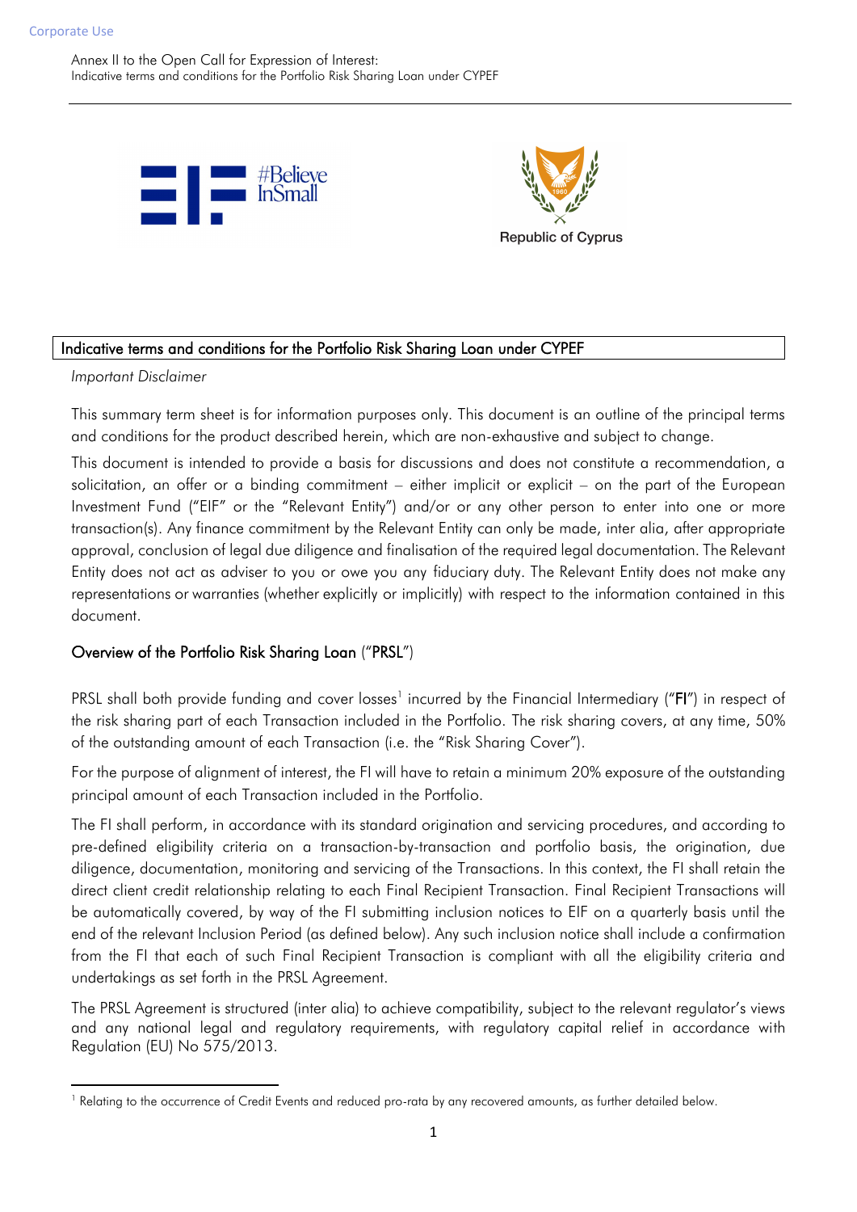## Indicative terms and conditions for the Portfolio Risk Sharing Loan under CYPEF

*Important Disclaimer*

This summary term sheet is for information purposes only. This document is an outline of the principal terms and conditions for the product described herein, which are non-exhaustive and subject to change.

This document is intended to provide a basis for discussions and does not constitute a recommendation, a solicitation, an offer or a binding commitment – either implicit or explicit – on the part of the European Investment Fund ("EIF" or the "Relevant Entity") and/or or any other person to enter into one or more transaction(s). Any finance commitment by the Relevant Entity can only be made, inter alia, after appropriate approval, conclusion of legal due diligence and finalisation of the required legal documentation. The Relevant Entity does not act as adviser to you or owe you any fiduciary duty. The Relevant Entity does not make any representations or warranties (whether explicitly or implicitly) with respect to the information contained in this document.

### Overview of the Portfolio Risk Sharing Loan ("PRSL")

PRSL shall both provide funding and cover losses[1] incurred by the Financial Intermediary ("**FI**") in respect of the risk sharing part of each Transaction included in the Portfolio. The risk sharing covers, at any time, 50% of the outstanding amount of each Transaction (i.e. the "Risk Sharing Cover").

For the purpose of alignment of interest, the FI will have to retain a minimum 20% exposure of the outstanding principal amount of each Transaction included in the Portfolio.

The FI shall perform, in accordance with its standard origination and servicing procedures, and according to pre-defined eligibility criteria on a transaction-by-transaction and portfolio basis, the origination, due diligence, documentation, monitoring and servicing of the Transactions. In this context, the FI shall retain the direct client credit relationship relating to each Final Recipient Transaction. Final Recipient Transactions will be automatically covered, by way of the FI submitting inclusion notices to EIF on a quarterly basis until the end of the relevant Inclusion Period (as defined below). Any such inclusion notice shall include a confirmation from the FI that each of such Final Recipient Transaction is compliant with all the eligibility criteria and undertakings as set forth in the PRSL Agreement.

The PRSL Agreement is structured (inter alia) to achieve compatibility, subject to the relevant regulator's views and any national legal and regulatory requirements, with regulatory capital relief in accordance with Regulation (EU) No 575/2013.

[1] Relating to the occurrence of Credit Events and reduced pro-rata by any recovered amounts, as further detailed below.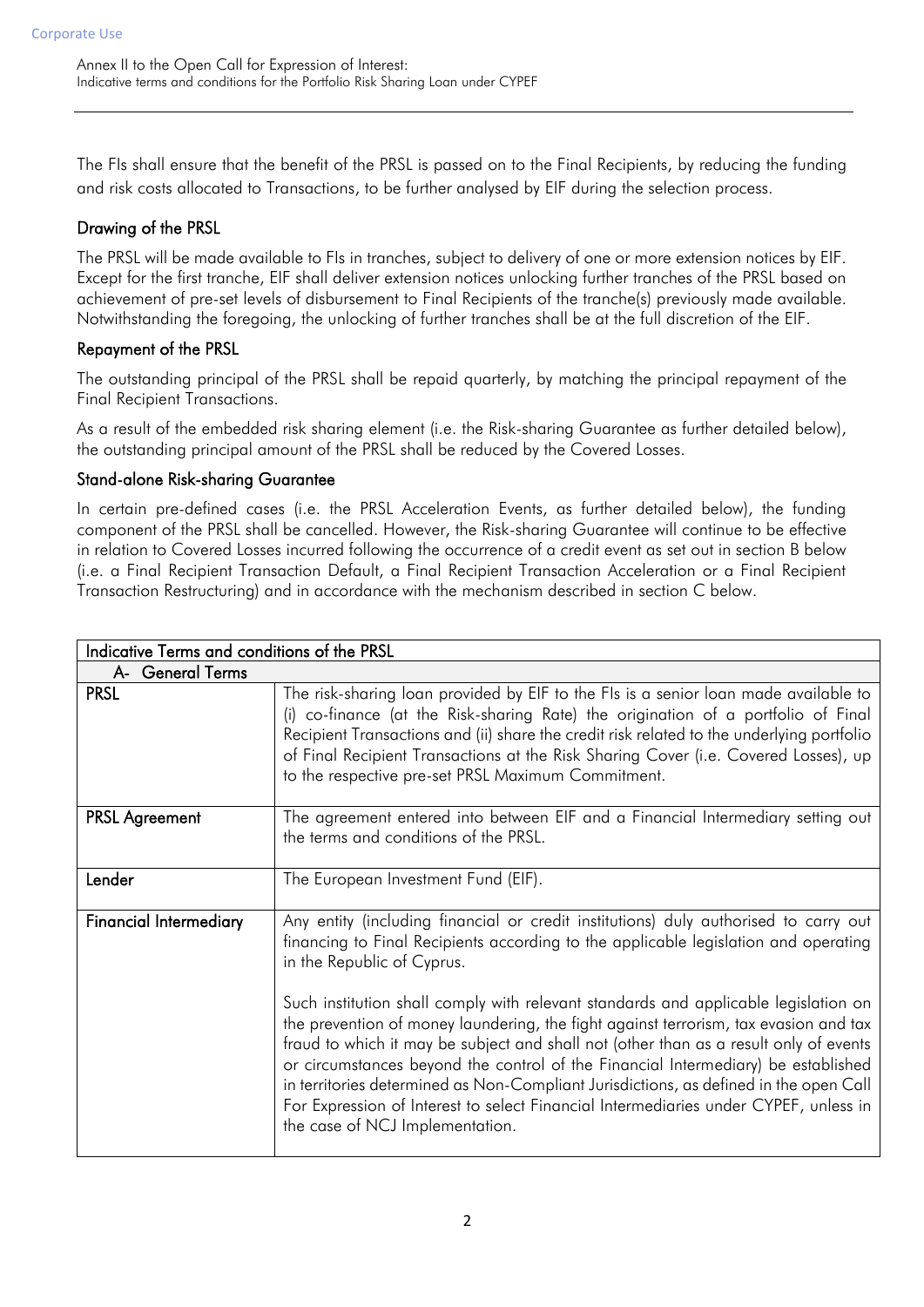The FIs shall ensure that the benefit of the PRSL is passed on to the Final Recipients, by reducing the funding and risk costs allocated to Transactions, to be further analysed by EIF during the selection process.

### Drawing of the PRSL

The PRSL will be made available to FIs in tranches, subject to delivery of one or more extension notices by EIF. Except for the first tranche, EIF shall deliver extension notices unlocking further tranches of the PRSL based on achievement of pre-set levels of disbursement to Final Recipients of the tranche(s) previously made available. Notwithstanding the foregoing, the unlocking of further tranches shall be at the full discretion of the EIF.

### Repayment of the PRSL

The outstanding principal of the PRSL shall be repaid quarterly, by matching the principal repayment of the Final Recipient Transactions.

As a result of the embedded risk sharing element (i.e. the Risk-sharing Guarantee as further detailed below), the outstanding principal amount of the PRSL shall be reduced by the Covered Losses.

### Stand-alone Risk-sharing Guarantee

In certain pre-defined cases (i.e. the PRSL Acceleration Events, as further detailed below), the funding component of the PRSL shall be cancelled. However, the Risk-sharing Guarantee will continue to be effective in relation to Covered Losses incurred following the occurrence of a credit event as set out in section B below (i.e. a Final Recipient Transaction Default, a Final Recipient Transaction Acceleration or a Final Recipient Transaction Restructuring) and in accordance with the mechanism described in section C below.

| **Indicative Terms and conditions of the PRSL** | |
|---|---|
| **A- General Terms** | |
| **PRSL** | The risk-sharing loan provided by EIF to the FIs is a senior loan made available to (i) co-finance (at the Risk-sharing Rate) the origination of a portfolio of Final Recipient Transactions and (ii) share the credit risk related to the underlying portfolio of Final Recipient Transactions at the Risk Sharing Cover (i.e. Covered Losses), up to the respective pre-set PRSL Maximum Commitment. |
| **PRSL Agreement** | The agreement entered into between EIF and a Financial Intermediary setting out the terms and conditions of the PRSL. |
| **Lender** | The European Investment Fund (EIF). |
| **Financial Intermediary** | Any entity (including financial or credit institutions) duly authorised to carry out financing to Final Recipients according to the applicable legislation and operating in the Republic of Cyprus.<br><br>Such institution shall comply with relevant standards and applicable legislation on the prevention of money laundering, the fight against terrorism, tax evasion and tax fraud to which it may be subject and shall not (other than as a result only of events or circumstances beyond the control of the Financial Intermediary) be established in territories determined as Non-Compliant Jurisdictions, as defined in the open Call For Expression of Interest to select Financial Intermediaries under CYPEF, unless in the case of NCJ Implementation. |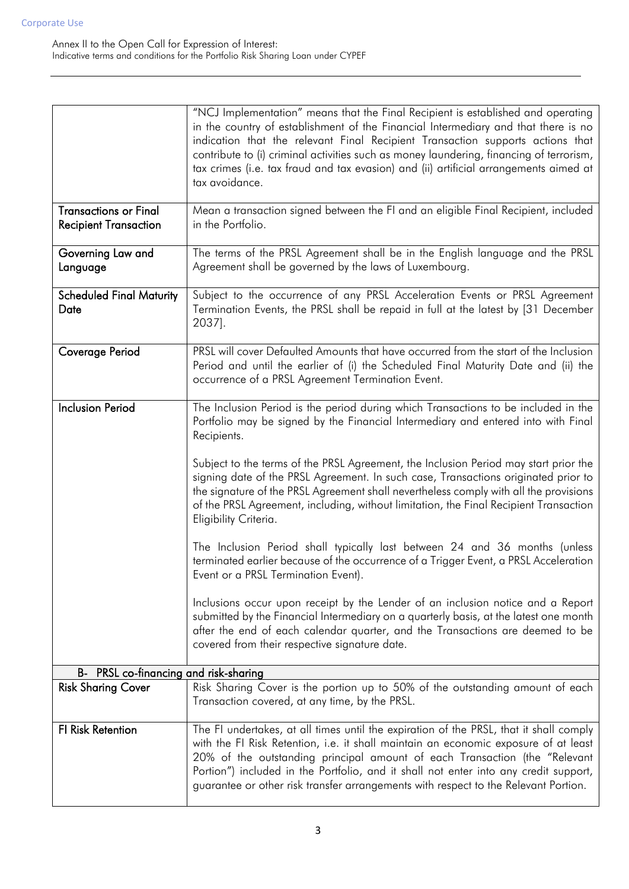| | |
|---|---|
| | "NCJ Implementation" means that the Final Recipient is established and operating in the country of establishment of the Financial Intermediary and that there is no indication that the relevant Final Recipient Transaction supports actions that contribute to (i) criminal activities such as money laundering, financing of terrorism, tax crimes (i.e. tax fraud and tax evasion) and (ii) artificial arrangements aimed at tax avoidance. |
| **Transactions or Final Recipient Transaction** | Mean a transaction signed between the FI and an eligible Final Recipient, included in the Portfolio. |
| **Governing Law and Language** | The terms of the PRSL Agreement shall be in the English language and the PRSL Agreement shall be governed by the laws of Luxembourg. |
| **Scheduled Final Maturity Date** | Subject to the occurrence of any PRSL Acceleration Events or PRSL Agreement Termination Events, the PRSL shall be repaid in full at the latest by [31 December 2037]. |
| **Coverage Period** | PRSL will cover Defaulted Amounts that have occurred from the start of the Inclusion Period and until the earlier of (i) the Scheduled Final Maturity Date and (ii) the occurrence of a PRSL Agreement Termination Event. |
| **Inclusion Period** | The Inclusion Period is the period during which Transactions to be included in the Portfolio may be signed by the Financial Intermediary and entered into with Final Recipients.<br><br>Subject to the terms of the PRSL Agreement, the Inclusion Period may start prior the signing date of the PRSL Agreement. In such case, Transactions originated prior to the signature of the PRSL Agreement shall nevertheless comply with all the provisions of the PRSL Agreement, including, without limitation, the Final Recipient Transaction Eligibility Criteria.<br><br>The Inclusion Period shall typically last between 24 and 36 months (unless terminated earlier because of the occurrence of a Trigger Event, a PRSL Acceleration Event or a PRSL Termination Event).<br><br>Inclusions occur upon receipt by the Lender of an inclusion notice and a Report submitted by the Financial Intermediary on a quarterly basis, at the latest one month after the end of each calendar quarter, and the Transactions are deemed to be covered from their respective signature date. |
| **B- PRSL co-financing and risk-sharing** | |
| **Risk Sharing Cover** | Risk Sharing Cover is the portion up to 50% of the outstanding amount of each Transaction covered, at any time, by the PRSL. |
| **FI Risk Retention** | The FI undertakes, at all times until the expiration of the PRSL, that it shall comply with the FI Risk Retention, i.e. it shall maintain an economic exposure of at least 20% of the outstanding principal amount of each Transaction (the "Relevant Portion") included in the Portfolio, and it shall not enter into any credit support, guarantee or other risk transfer arrangements with respect to the Relevant Portion. |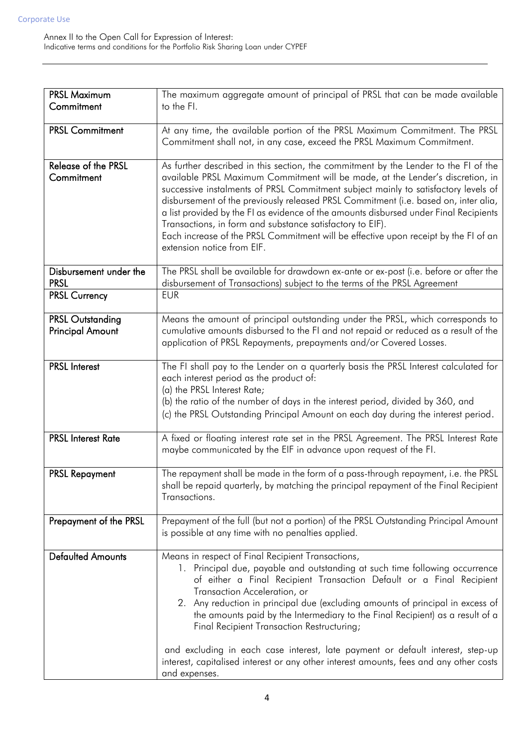| | |
|---|---|
| **PRSL Maximum Commitment** | The maximum aggregate amount of principal of PRSL that can be made available to the FI. |
| **PRSL Commitment** | At any time, the available portion of the PRSL Maximum Commitment. The PRSL Commitment shall not, in any case, exceed the PRSL Maximum Commitment. |
| **Release of the PRSL Commitment** | As further described in this section, the commitment by the Lender to the FI of the available PRSL Maximum Commitment will be made, at the Lender's discretion, in successive instalments of PRSL Commitment subject mainly to satisfactory levels of disbursement of the previously released PRSL Commitment (i.e. based on, inter alia, a list provided by the FI as evidence of the amounts disbursed under Final Recipients Transactions, in form and substance satisfactory to EIF).<br>Each increase of the PRSL Commitment will be effective upon receipt by the FI of an extension notice from EIF. |
| **Disbursement under the PRSL** | The PRSL shall be available for drawdown ex-ante or ex-post (i.e. before or after the disbursement of Transactions) subject to the terms of the PRSL Agreement |
| **PRSL Currency** | EUR |
| **PRSL Outstanding Principal Amount** | Means the amount of principal outstanding under the PRSL, which corresponds to cumulative amounts disbursed to the FI and not repaid or reduced as a result of the application of PRSL Repayments, prepayments and/or Covered Losses. |
| **PRSL Interest** | The FI shall pay to the Lender on a quarterly basis the PRSL Interest calculated for each interest period as the product of:<br>(a) the PRSL Interest Rate;<br>(b) the ratio of the number of days in the interest period, divided by 360, and<br>(c) the PRSL Outstanding Principal Amount on each day during the interest period. |
| **PRSL Interest Rate** | A fixed or floating interest rate set in the PRSL Agreement. The PRSL Interest Rate maybe communicated by the EIF in advance upon request of the FI. |
| **PRSL Repayment** | The repayment shall be made in the form of a pass-through repayment, i.e. the PRSL shall be repaid quarterly, by matching the principal repayment of the Final Recipient Transactions. |
| **Prepayment of the PRSL** | Prepayment of the full (but not a portion) of the PRSL Outstanding Principal Amount is possible at any time with no penalties applied. |
| **Defaulted Amounts** | Means in respect of Final Recipient Transactions,<br>1. Principal due, payable and outstanding at such time following occurrence of either a Final Recipient Transaction Default or a Final Recipient Transaction Acceleration, or<br>2. Any reduction in principal due (excluding amounts of principal in excess of the amounts paid by the Intermediary to the Final Recipient) as a result of a Final Recipient Transaction Restructuring;<br><br>and excluding in each case interest, late payment or default interest, step-up interest, capitalised interest or any other interest amounts, fees and any other costs and expenses. |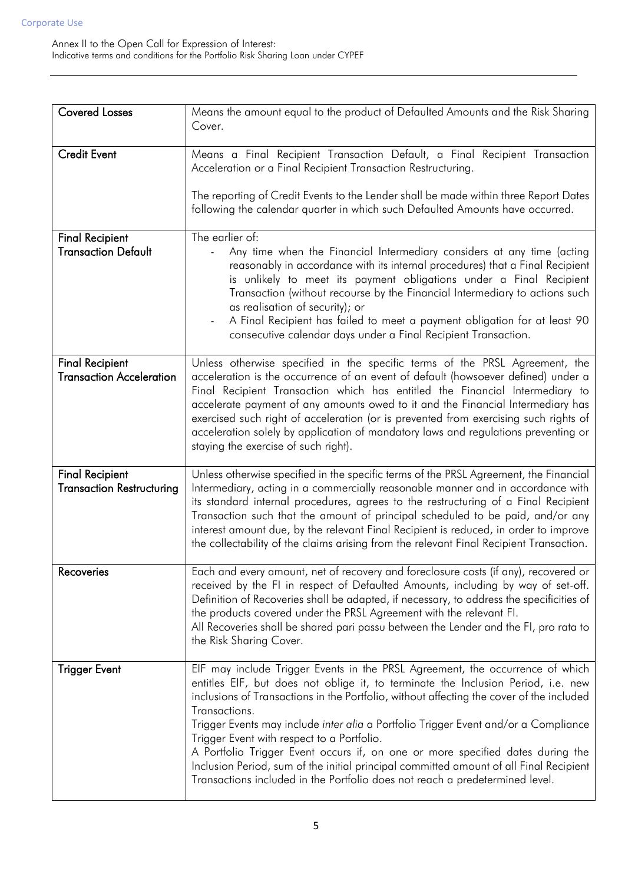| Covered Losses | Means the amount equal to the product of Defaulted Amounts and the Risk Sharing Cover. |
|---|---|
| Credit Event | Means a Final Recipient Transaction Default, a Final Recipient Transaction Acceleration or a Final Recipient Transaction Restructuring.<br><br>The reporting of Credit Events to the Lender shall be made within three Report Dates following the calendar quarter in which such Defaulted Amounts have occurred. |
| Final Recipient Transaction Default | The earlier of:<br>- Any time when the Financial Intermediary considers at any time (acting reasonably in accordance with its internal procedures) that a Final Recipient is unlikely to meet its payment obligations under a Final Recipient Transaction (without recourse by the Financial Intermediary to actions such as realisation of security); or<br>- A Final Recipient has failed to meet a payment obligation for at least 90 consecutive calendar days under a Final Recipient Transaction. |
| Final Recipient Transaction Acceleration | Unless otherwise specified in the specific terms of the PRSL Agreement, the acceleration is the occurrence of an event of default (howsoever defined) under a Final Recipient Transaction which has entitled the Financial Intermediary to accelerate payment of any amounts owed to it and the Financial Intermediary has exercised such right of acceleration (or is prevented from exercising such rights of acceleration solely by application of mandatory laws and regulations preventing or staying the exercise of such right). |
| Final Recipient Transaction Restructuring | Unless otherwise specified in the specific terms of the PRSL Agreement, the Financial Intermediary, acting in a commercially reasonable manner and in accordance with its standard internal procedures, agrees to the restructuring of a Final Recipient Transaction such that the amount of principal scheduled to be paid, and/or any interest amount due, by the relevant Final Recipient is reduced, in order to improve the collectability of the claims arising from the relevant Final Recipient Transaction. |
| Recoveries | Each and every amount, net of recovery and foreclosure costs (if any), recovered or received by the FI in respect of Defaulted Amounts, including by way of set-off. Definition of Recoveries shall be adapted, if necessary, to address the specificities of the products covered under the PRSL Agreement with the relevant FI.<br>All Recoveries shall be shared pari passu between the Lender and the FI, pro rata to the Risk Sharing Cover. |
| Trigger Event | EIF may include Trigger Events in the PRSL Agreement, the occurrence of which entitles EIF, but does not oblige it, to terminate the Inclusion Period, i.e. new inclusions of Transactions in the Portfolio, without affecting the cover of the included Transactions.<br>Trigger Events may include *inter alia* a Portfolio Trigger Event and/or a Compliance Trigger Event with respect to a Portfolio.<br>A Portfolio Trigger Event occurs if, on one or more specified dates during the Inclusion Period, sum of the initial principal committed amount of all Final Recipient Transactions included in the Portfolio does not reach a predetermined level. |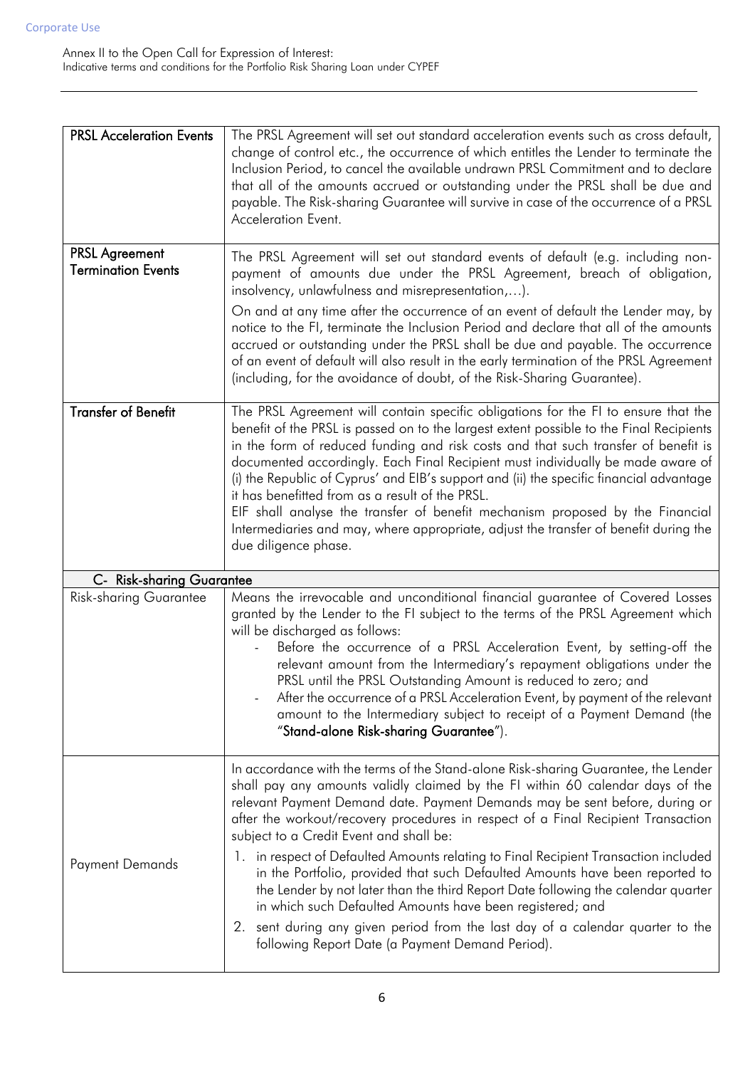| | |
|---|---|
| **PRSL Acceleration Events** | The PRSL Agreement will set out standard acceleration events such as cross default, change of control etc., the occurrence of which entitles the Lender to terminate the Inclusion Period, to cancel the available undrawn PRSL Commitment and to declare that all of the amounts accrued or outstanding under the PRSL shall be due and payable. The Risk-sharing Guarantee will survive in case of the occurrence of a PRSL Acceleration Event. |
| **PRSL Agreement Termination Events** | The PRSL Agreement will set out standard events of default (e.g. including non-payment of amounts due under the PRSL Agreement, breach of obligation, insolvency, unlawfulness and misrepresentation,…).<br><br>On and at any time after the occurrence of an event of default the Lender may, by notice to the FI, terminate the Inclusion Period and declare that all of the amounts accrued or outstanding under the PRSL shall be due and payable. The occurrence of an event of default will also result in the early termination of the PRSL Agreement (including, for the avoidance of doubt, of the Risk-Sharing Guarantee). |
| **Transfer of Benefit** | The PRSL Agreement will contain specific obligations for the FI to ensure that the benefit of the PRSL is passed on to the largest extent possible to the Final Recipients in the form of reduced funding and risk costs and that such transfer of benefit is documented accordingly. Each Final Recipient must individually be made aware of (i) the Republic of Cyprus' and EIB's support and (ii) the specific financial advantage it has benefitted from as a result of the PRSL.<br>EIF shall analyse the transfer of benefit mechanism proposed by the Financial Intermediaries and may, where appropriate, adjust the transfer of benefit during the due diligence phase. |
| **C- Risk-sharing Guarantee** | |
| Risk-sharing Guarantee | Means the irrevocable and unconditional financial guarantee of Covered Losses granted by the Lender to the FI subject to the terms of the PRSL Agreement which will be discharged as follows:<br>- Before the occurrence of a PRSL Acceleration Event, by setting-off the relevant amount from the Intermediary's repayment obligations under the PRSL until the PRSL Outstanding Amount is reduced to zero; and<br>- After the occurrence of a PRSL Acceleration Event, by payment of the relevant amount to the Intermediary subject to receipt of a Payment Demand (the "**Stand-alone Risk-sharing Guarantee**"). |
| Payment Demands | In accordance with the terms of the Stand-alone Risk-sharing Guarantee, the Lender shall pay any amounts validly claimed by the FI within 60 calendar days of the relevant Payment Demand date. Payment Demands may be sent before, during or after the workout/recovery procedures in respect of a Final Recipient Transaction subject to a Credit Event and shall be:<br>1. in respect of Defaulted Amounts relating to Final Recipient Transaction included in the Portfolio, provided that such Defaulted Amounts have been reported to the Lender by not later than the third Report Date following the calendar quarter in which such Defaulted Amounts have been registered; and<br>2. sent during any given period from the last day of a calendar quarter to the following Report Date (a Payment Demand Period). |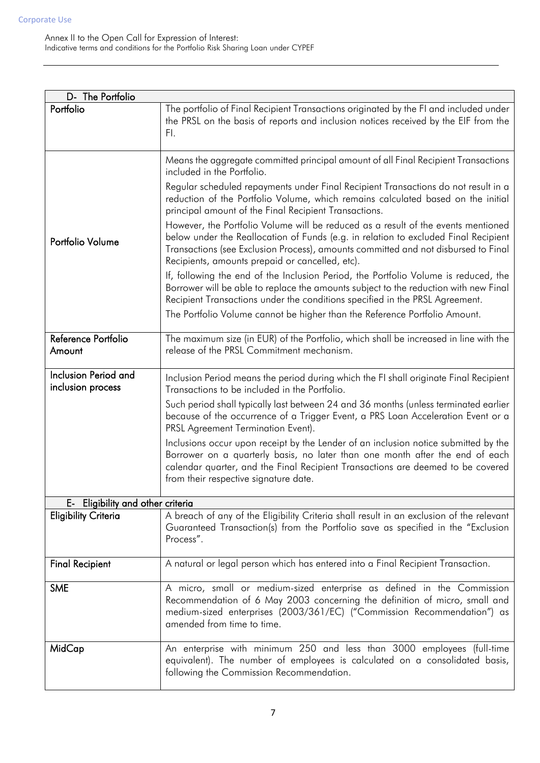| D- The Portfolio | |
|---|---|
| **Portfolio** | The portfolio of Final Recipient Transactions originated by the FI and included under the PRSL on the basis of reports and inclusion notices received by the EIF from the FI. |
| **Portfolio Volume** | Means the aggregate committed principal amount of all Final Recipient Transactions included in the Portfolio.<br><br>Regular scheduled repayments under Final Recipient Transactions do not result in a reduction of the Portfolio Volume, which remains calculated based on the initial principal amount of the Final Recipient Transactions.<br><br>However, the Portfolio Volume will be reduced as a result of the events mentioned below under the Reallocation of Funds (e.g. in relation to excluded Final Recipient Transactions (see Exclusion Process), amounts committed and not disbursed to Final Recipients, amounts prepaid or cancelled, etc).<br><br>If, following the end of the Inclusion Period, the Portfolio Volume is reduced, the Borrower will be able to replace the amounts subject to the reduction with new Final Recipient Transactions under the conditions specified in the PRSL Agreement.<br><br>The Portfolio Volume cannot be higher than the Reference Portfolio Amount. |
| **Reference Portfolio Amount** | The maximum size (in EUR) of the Portfolio, which shall be increased in line with the release of the PRSL Commitment mechanism. |
| **Inclusion Period and inclusion process** | Inclusion Period means the period during which the FI shall originate Final Recipient Transactions to be included in the Portfolio.<br><br>Such period shall typically last between 24 and 36 months (unless terminated earlier because of the occurrence of a Trigger Event, a PRS Loan Acceleration Event or a PRSL Agreement Termination Event).<br><br>Inclusions occur upon receipt by the Lender of an inclusion notice submitted by the Borrower on a quarterly basis, no later than one month after the end of each calendar quarter, and the Final Recipient Transactions are deemed to be covered from their respective signature date. |
| **E- Eligibility and other criteria** | |
| **Eligibility Criteria** | A breach of any of the Eligibility Criteria shall result in an exclusion of the relevant Guaranteed Transaction(s) from the Portfolio save as specified in the "Exclusion Process". |
| **Final Recipient** | A natural or legal person which has entered into a Final Recipient Transaction. |
| **SME** | A micro, small or medium-sized enterprise as defined in the Commission Recommendation of 6 May 2003 concerning the definition of micro, small and medium-sized enterprises (2003/361/EC) ("Commission Recommendation") as amended from time to time. |
| **MidCap** | An enterprise with minimum 250 and less than 3000 employees (full-time equivalent). The number of employees is calculated on a consolidated basis, following the Commission Recommendation. |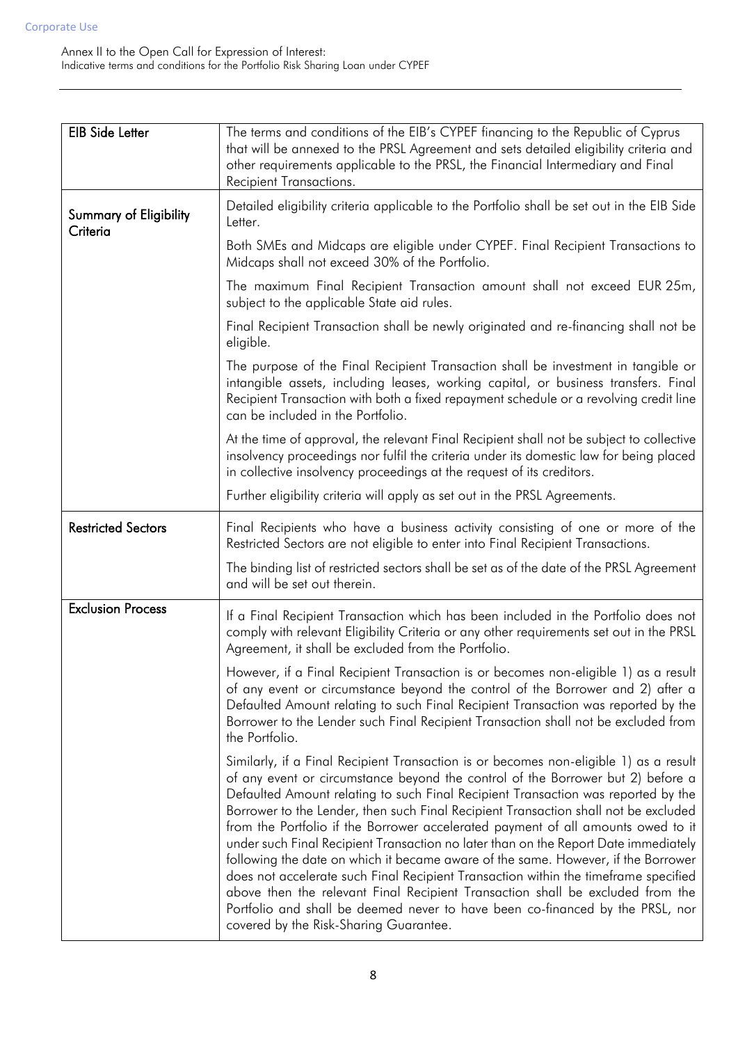| EIB Side Letter | The terms and conditions of the EIB's CYPEF financing to the Republic of Cyprus that will be annexed to the PRSL Agreement and sets detailed eligibility criteria and other requirements applicable to the PRSL, the Financial Intermediary and Final Recipient Transactions. |
|---|---|
| Summary of Eligibility Criteria | Detailed eligibility criteria applicable to the Portfolio shall be set out in the EIB Side Letter.<br><br>Both SMEs and Midcaps are eligible under CYPEF. Final Recipient Transactions to Midcaps shall not exceed 30% of the Portfolio.<br><br>The maximum Final Recipient Transaction amount shall not exceed EUR 25m, subject to the applicable State aid rules.<br><br>Final Recipient Transaction shall be newly originated and re-financing shall not be eligible.<br><br>The purpose of the Final Recipient Transaction shall be investment in tangible or intangible assets, including leases, working capital, or business transfers. Final Recipient Transaction with both a fixed repayment schedule or a revolving credit line can be included in the Portfolio.<br><br>At the time of approval, the relevant Final Recipient shall not be subject to collective insolvency proceedings nor fulfil the criteria under its domestic law for being placed in collective insolvency proceedings at the request of its creditors.<br><br>Further eligibility criteria will apply as set out in the PRSL Agreements. |
| Restricted Sectors | Final Recipients who have a business activity consisting of one or more of the Restricted Sectors are not eligible to enter into Final Recipient Transactions.<br><br>The binding list of restricted sectors shall be set as of the date of the PRSL Agreement and will be set out therein. |
| Exclusion Process | If a Final Recipient Transaction which has been included in the Portfolio does not comply with relevant Eligibility Criteria or any other requirements set out in the PRSL Agreement, it shall be excluded from the Portfolio.<br><br>However, if a Final Recipient Transaction is or becomes non-eligible 1) as a result of any event or circumstance beyond the control of the Borrower and 2) after a Defaulted Amount relating to such Final Recipient Transaction was reported by the Borrower to the Lender such Final Recipient Transaction shall not be excluded from the Portfolio.<br><br>Similarly, if a Final Recipient Transaction is or becomes non-eligible 1) as a result of any event or circumstance beyond the control of the Borrower but 2) before a Defaulted Amount relating to such Final Recipient Transaction was reported by the Borrower to the Lender, then such Final Recipient Transaction shall not be excluded from the Portfolio if the Borrower accelerated payment of all amounts owed to it under such Final Recipient Transaction no later than on the Report Date immediately following the date on which it became aware of the same. However, if the Borrower does not accelerate such Final Recipient Transaction within the timeframe specified above then the relevant Final Recipient Transaction shall be excluded from the Portfolio and shall be deemed never to have been co-financed by the PRSL, nor covered by the Risk-Sharing Guarantee. |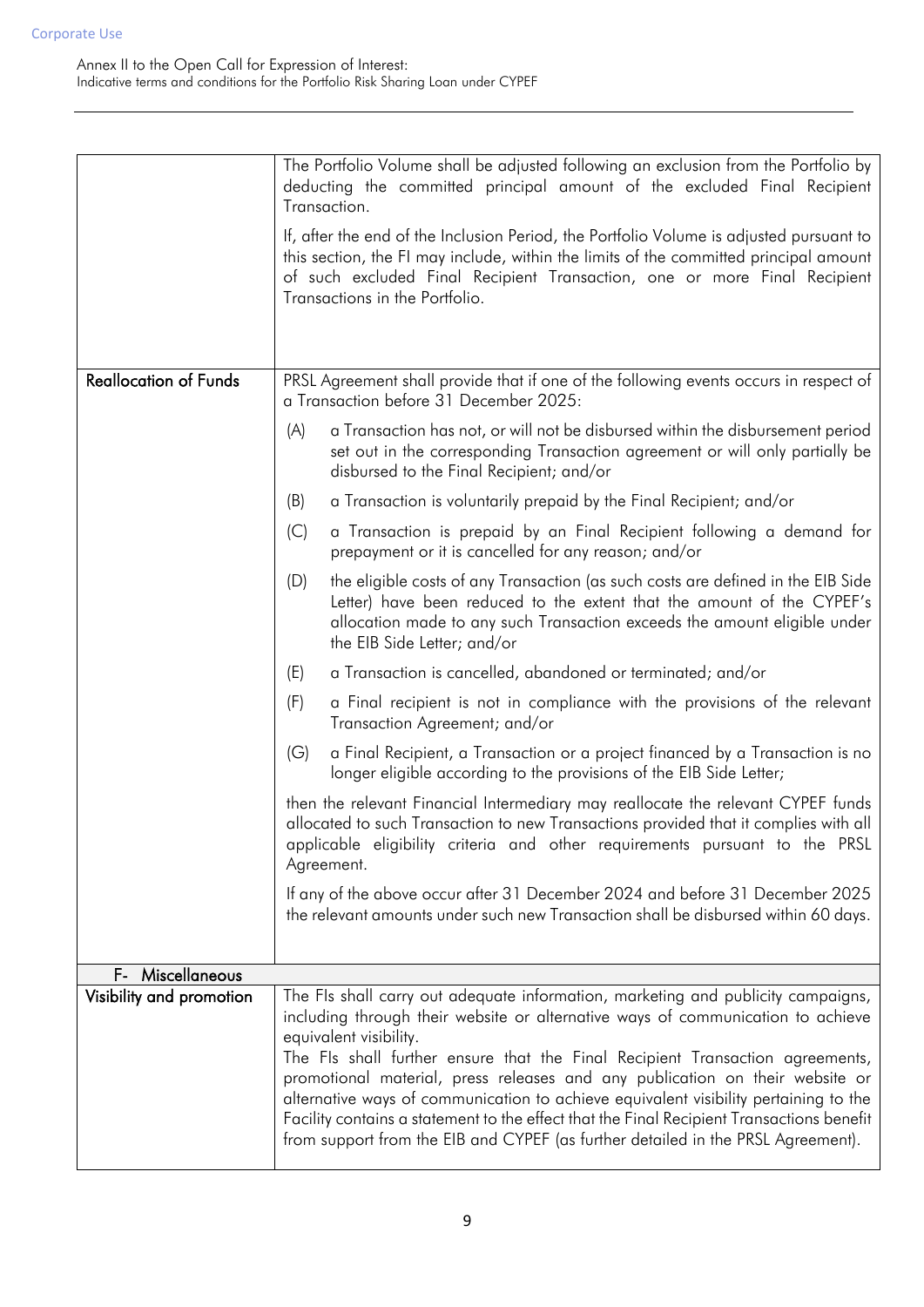| | |
|---|---|
| | The Portfolio Volume shall be adjusted following an exclusion from the Portfolio by deducting the committed principal amount of the excluded Final Recipient Transaction.<br><br>If, after the end of the Inclusion Period, the Portfolio Volume is adjusted pursuant to this section, the FI may include, within the limits of the committed principal amount of such excluded Final Recipient Transaction, one or more Final Recipient Transactions in the Portfolio. |
| **Reallocation of Funds** | PRSL Agreement shall provide that if one of the following events occurs in respect of a Transaction before 31 December 2025:<br><br>(A) a Transaction has not, or will not be disbursed within the disbursement period set out in the corresponding Transaction agreement or will only partially be disbursed to the Final Recipient; and/or<br><br>(B) a Transaction is voluntarily prepaid by the Final Recipient; and/or<br><br>(C) a Transaction is prepaid by an Final Recipient following a demand for prepayment or it is cancelled for any reason; and/or<br><br>(D) the eligible costs of any Transaction (as such costs are defined in the EIB Side Letter) have been reduced to the extent that the amount of the CYPEF's allocation made to any such Transaction exceeds the amount eligible under the EIB Side Letter; and/or<br><br>(E) a Transaction is cancelled, abandoned or terminated; and/or<br><br>(F) a Final recipient is not in compliance with the provisions of the relevant Transaction Agreement; and/or<br><br>(G) a Final Recipient, a Transaction or a project financed by a Transaction is no longer eligible according to the provisions of the EIB Side Letter;<br><br>then the relevant Financial Intermediary may reallocate the relevant CYPEF funds allocated to such Transaction to new Transactions provided that it complies with all applicable eligibility criteria and other requirements pursuant to the PRSL Agreement.<br><br>If any of the above occur after 31 December 2024 and before 31 December 2025 the relevant amounts under such new Transaction shall be disbursed within 60 days. |
| **F- Miscellaneous** | |
| **Visibility and promotion** | The FIs shall carry out adequate information, marketing and publicity campaigns, including through their website or alternative ways of communication to achieve equivalent visibility.<br>The FIs shall further ensure that the Final Recipient Transaction agreements, promotional material, press releases and any publication on their website or alternative ways of communication to achieve equivalent visibility pertaining to the Facility contains a statement to the effect that the Final Recipient Transactions benefit from support from the EIB and CYPEF (as further detailed in the PRSL Agreement). |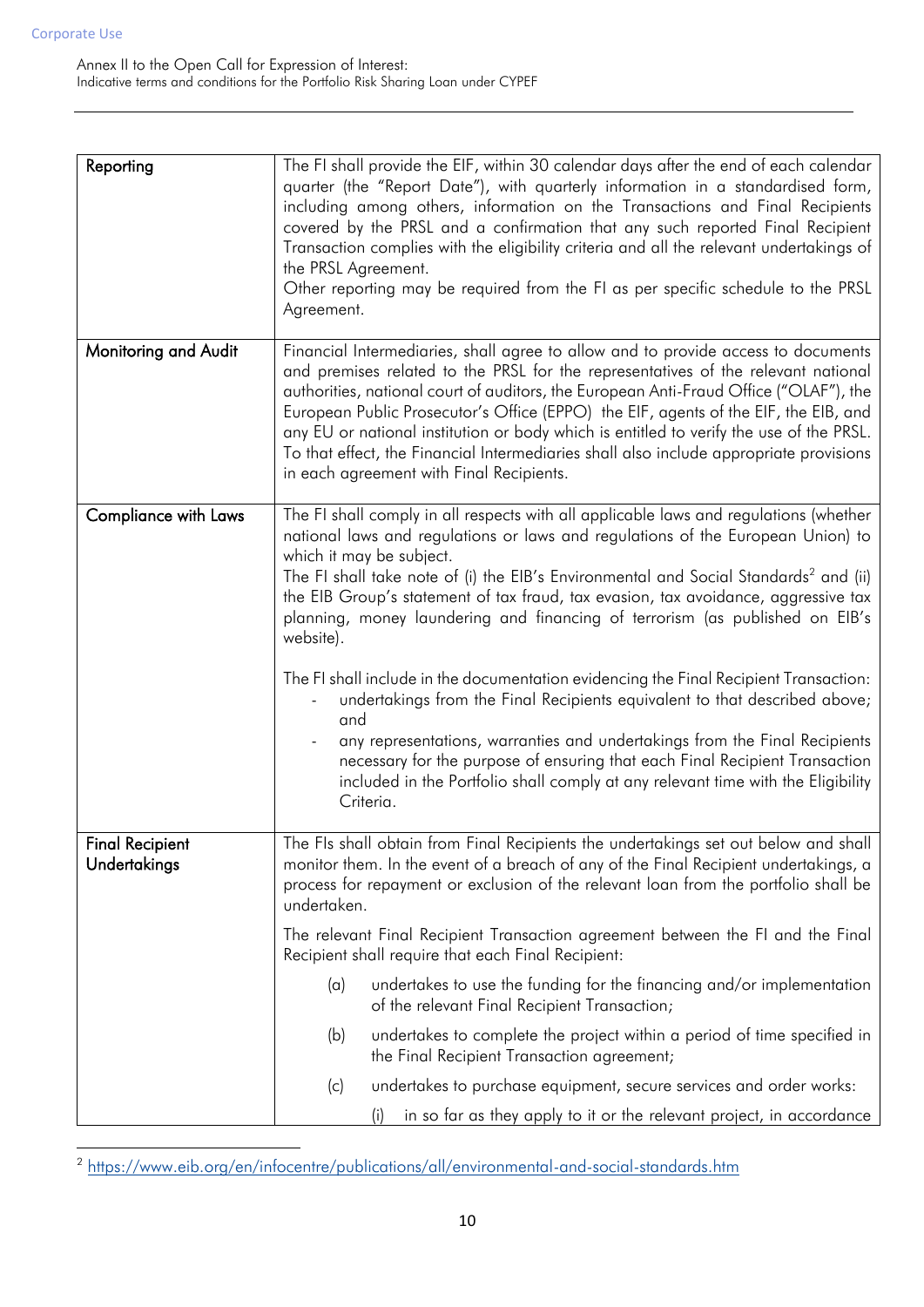| Reporting | The FI shall provide the EIF, within 30 calendar days after the end of each calendar quarter (the "Report Date"), with quarterly information in a standardised form, including among others, information on the Transactions and Final Recipients covered by the PRSL and a confirmation that any such reported Final Recipient Transaction complies with the eligibility criteria and all the relevant undertakings of the PRSL Agreement.<br>Other reporting may be required from the FI as per specific schedule to the PRSL Agreement. |
|---|---|
| Monitoring and Audit | Financial Intermediaries, shall agree to allow and to provide access to documents and premises related to the PRSL for the representatives of the relevant national authorities, national court of auditors, the European Anti-Fraud Office ("OLAF"), the European Public Prosecutor's Office (EPPO) the EIF, agents of the EIF, the EIB, and any EU or national institution or body which is entitled to verify the use of the PRSL. To that effect, the Financial Intermediaries shall also include appropriate provisions in each agreement with Final Recipients. |
| Compliance with Laws | The FI shall comply in all respects with all applicable laws and regulations (whether national laws and regulations or laws and regulations of the European Union) to which it may be subject.<br>The FI shall take note of (i) the EIB's Environmental and Social Standards[2] and (ii) the EIB Group's statement of tax fraud, tax evasion, tax avoidance, aggressive tax planning, money laundering and financing of terrorism (as published on EIB's website).<br><br>The FI shall include in the documentation evidencing the Final Recipient Transaction:<br>- undertakings from the Final Recipients equivalent to that described above; and<br>- any representations, warranties and undertakings from the Final Recipients necessary for the purpose of ensuring that each Final Recipient Transaction included in the Portfolio shall comply at any relevant time with the Eligibility Criteria. |
| Final Recipient Undertakings | The FIs shall obtain from Final Recipients the undertakings set out below and shall monitor them. In the event of a breach of any of the Final Recipient undertakings, a process for repayment or exclusion of the relevant loan from the portfolio shall be undertaken.<br><br>The relevant Final Recipient Transaction agreement between the FI and the Final Recipient shall require that each Final Recipient:<br><br>(a) undertakes to use the funding for the financing and/or implementation of the relevant Final Recipient Transaction;<br><br>(b) undertakes to complete the project within a period of time specified in the Final Recipient Transaction agreement;<br><br>(c) undertakes to purchase equipment, secure services and order works:<br><br>(i) in so far as they apply to it or the relevant project, in accordance |

[2] https://www.eib.org/en/infocentre/publications/all/environmental-and-social-standards.htm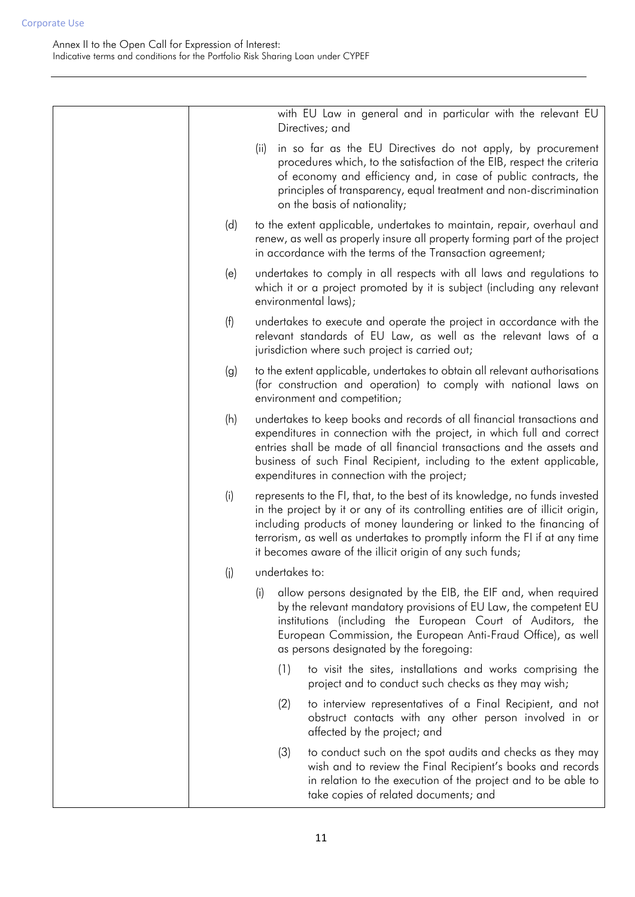| | |
|---|---|
| | with EU Law in general and in particular with the relevant EU Directives; and<br><br>(ii) in so far as the EU Directives do not apply, by procurement procedures which, to the satisfaction of the EIB, respect the criteria of economy and efficiency and, in case of public contracts, the principles of transparency, equal treatment and non-discrimination on the basis of nationality;<br><br>(d) to the extent applicable, undertakes to maintain, repair, overhaul and renew, as well as properly insure all property forming part of the project in accordance with the terms of the Transaction agreement;<br><br>(e) undertakes to comply in all respects with all laws and regulations to which it or a project promoted by it is subject (including any relevant environmental laws);<br><br>(f) undertakes to execute and operate the project in accordance with the relevant standards of EU Law, as well as the relevant laws of a jurisdiction where such project is carried out;<br><br>(g) to the extent applicable, undertakes to obtain all relevant authorisations (for construction and operation) to comply with national laws on environment and competition;<br><br>(h) undertakes to keep books and records of all financial transactions and expenditures in connection with the project, in which full and correct entries shall be made of all financial transactions and the assets and business of such Final Recipient, including to the extent applicable, expenditures in connection with the project;<br><br>(i) represents to the FI, that, to the best of its knowledge, no funds invested in the project by it or any of its controlling entities are of illicit origin, including products of money laundering or linked to the financing of terrorism, as well as undertakes to promptly inform the FI if at any time it becomes aware of the illicit origin of any such funds;<br><br>(j) undertakes to:<br><br>(i) allow persons designated by the EIB, the EIF and, when required by the relevant mandatory provisions of EU Law, the competent EU institutions (including the European Court of Auditors, the European Commission, the European Anti-Fraud Office), as well as persons designated by the foregoing:<br><br>(1) to visit the sites, installations and works comprising the project and to conduct such checks as they may wish;<br><br>(2) to interview representatives of a Final Recipient, and not obstruct contacts with any other person involved in or affected by the project; and<br><br>(3) to conduct such on the spot audits and checks as they may wish and to review the Final Recipient's books and records in relation to the execution of the project and to be able to take copies of related documents; and |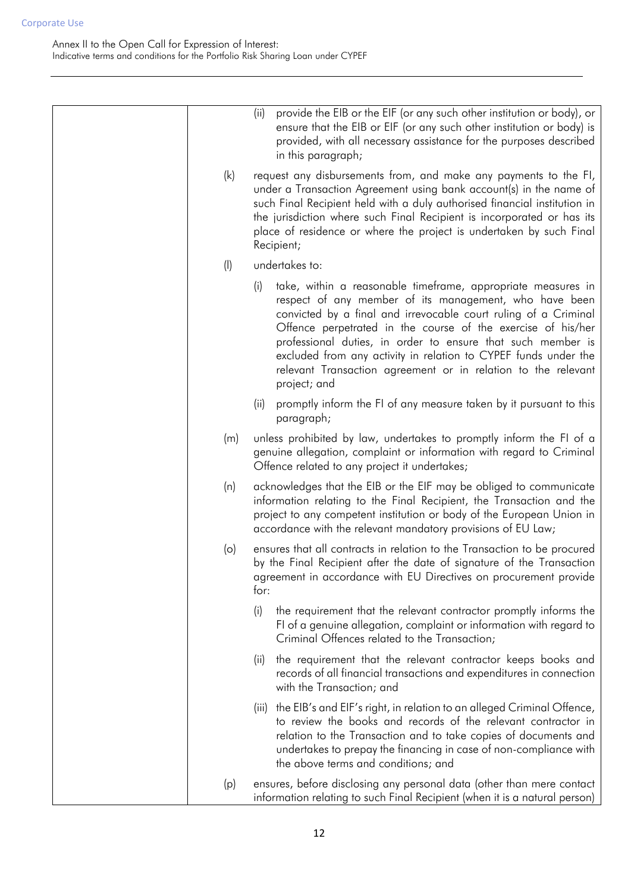|   | (ii) provide the EIB or the EIF (or any such other institution or body), or ensure that the EIB or EIF (or any such other institution or body) is provided, with all necessary assistance for the purposes described in this paragraph;<br><br>(k) request any disbursements from, and make any payments to the FI, under a Transaction Agreement using bank account(s) in the name of such Final Recipient held with a duly authorised financial institution in the jurisdiction where such Final Recipient is incorporated or has its place of residence or where the project is undertaken by such Final Recipient;<br><br>(l) undertakes to:<br><br>(i) take, within a reasonable timeframe, appropriate measures in respect of any member of its management, who have been convicted by a final and irrevocable court ruling of a Criminal Offence perpetrated in the course of the exercise of his/her professional duties, in order to ensure that such member is excluded from any activity in relation to CYPEF funds under the relevant Transaction agreement or in relation to the relevant project; and<br><br>(ii) promptly inform the FI of any measure taken by it pursuant to this paragraph;<br><br>(m) unless prohibited by law, undertakes to promptly inform the FI of a genuine allegation, complaint or information with regard to Criminal Offence related to any project it undertakes;<br><br>(n) acknowledges that the EIB or the EIF may be obliged to communicate information relating to the Final Recipient, the Transaction and the project to any competent institution or body of the European Union in accordance with the relevant mandatory provisions of EU Law;<br><br>(o) ensures that all contracts in relation to the Transaction to be procured by the Final Recipient after the date of signature of the Transaction agreement in accordance with EU Directives on procurement provide for:<br><br>(i) the requirement that the relevant contractor promptly informs the FI of a genuine allegation, complaint or information with regard to Criminal Offences related to the Transaction;<br><br>(ii) the requirement that the relevant contractor keeps books and records of all financial transactions and expenditures in connection with the Transaction; and<br><br>(iii) the EIB's and EIF's right, in relation to an alleged Criminal Offence, to review the books and records of the relevant contractor in relation to the Transaction and to take copies of documents and undertakes to prepay the financing in case of non-compliance with the above terms and conditions; and<br><br>(p) ensures, before disclosing any personal data (other than mere contact information relating to such Final Recipient (when it is a natural person) |
|---|---|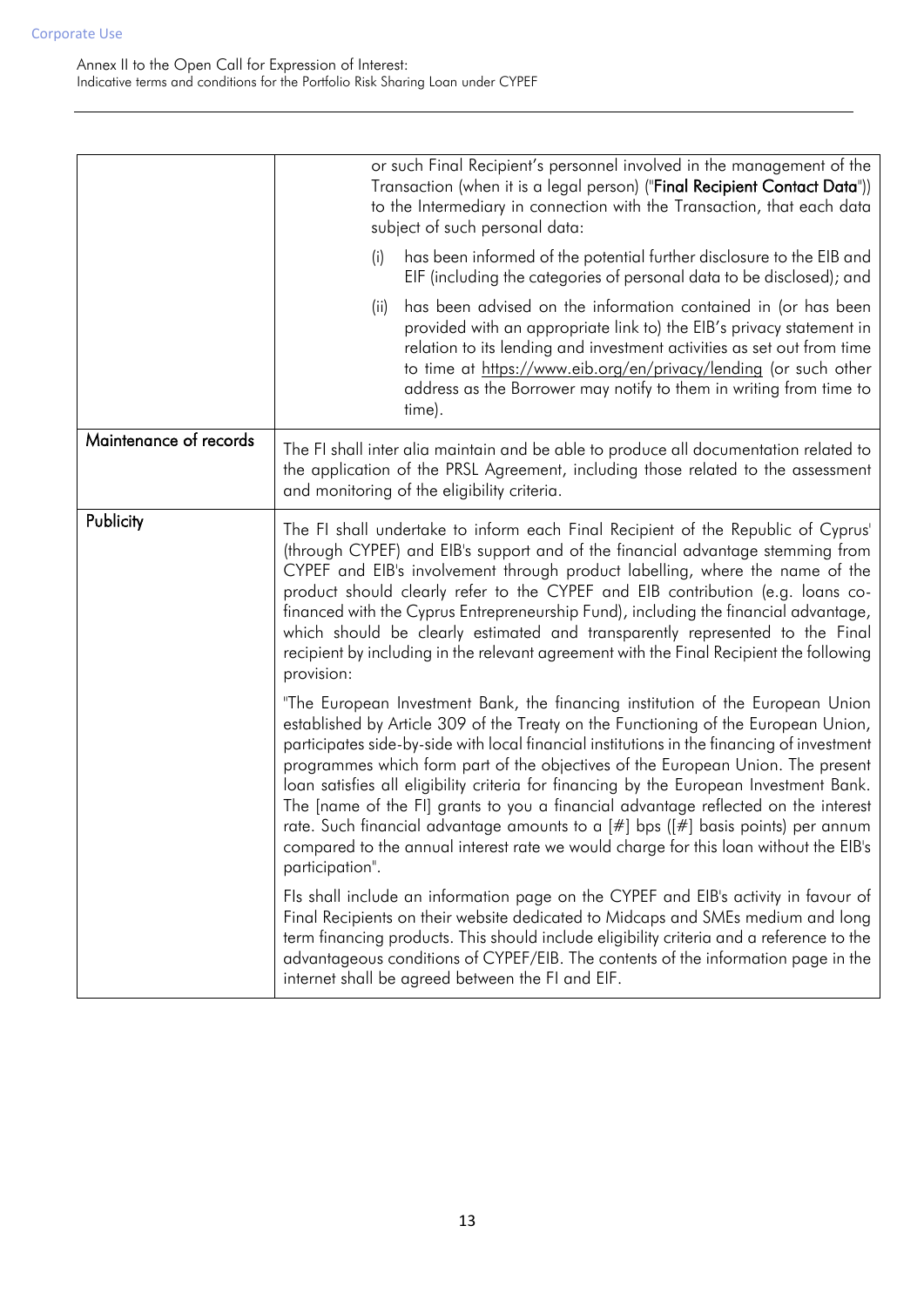| | |
|---|---|
| | or such Final Recipient's personnel involved in the management of the Transaction (when it is a legal person) ("**Final Recipient Contact Data**")) to the Intermediary in connection with the Transaction, that each data subject of such personal data:<br><br>(i) has been informed of the potential further disclosure to the EIB and EIF (including the categories of personal data to be disclosed); and<br><br>(ii) has been advised on the information contained in (or has been provided with an appropriate link to) the EIB's privacy statement in relation to its lending and investment activities as set out from time to time at https://www.eib.org/en/privacy/lending (or such other address as the Borrower may notify to them in writing from time to time). |
| Maintenance of records | The FI shall inter alia maintain and be able to produce all documentation related to the application of the PRSL Agreement, including those related to the assessment and monitoring of the eligibility criteria. |
| Publicity | The FI shall undertake to inform each Final Recipient of the Republic of Cyprus' (through CYPEF) and EIB's support and of the financial advantage stemming from CYPEF and EIB's involvement through product labelling, where the name of the product should clearly refer to the CYPEF and EIB contribution (e.g. loans co-financed with the Cyprus Entrepreneurship Fund), including the financial advantage, which should be clearly estimated and transparently represented to the Final recipient by including in the relevant agreement with the Final Recipient the following provision:<br><br>"The European Investment Bank, the financing institution of the European Union established by Article 309 of the Treaty on the Functioning of the European Union, participates side-by-side with local financial institutions in the financing of investment programmes which form part of the objectives of the European Union. The present loan satisfies all eligibility criteria for financing by the European Investment Bank. The [name of the FI] grants to you a financial advantage reflected on the interest rate. Such financial advantage amounts to a [#] bps ([#] basis points) per annum compared to the annual interest rate we would charge for this loan without the EIB's participation".<br><br>FIs shall include an information page on the CYPEF and EIB's activity in favour of Final Recipients on their website dedicated to Midcaps and SMEs medium and long term financing products. This should include eligibility criteria and a reference to the advantageous conditions of CYPEF/EIB. The contents of the information page in the internet shall be agreed between the FI and EIF. |